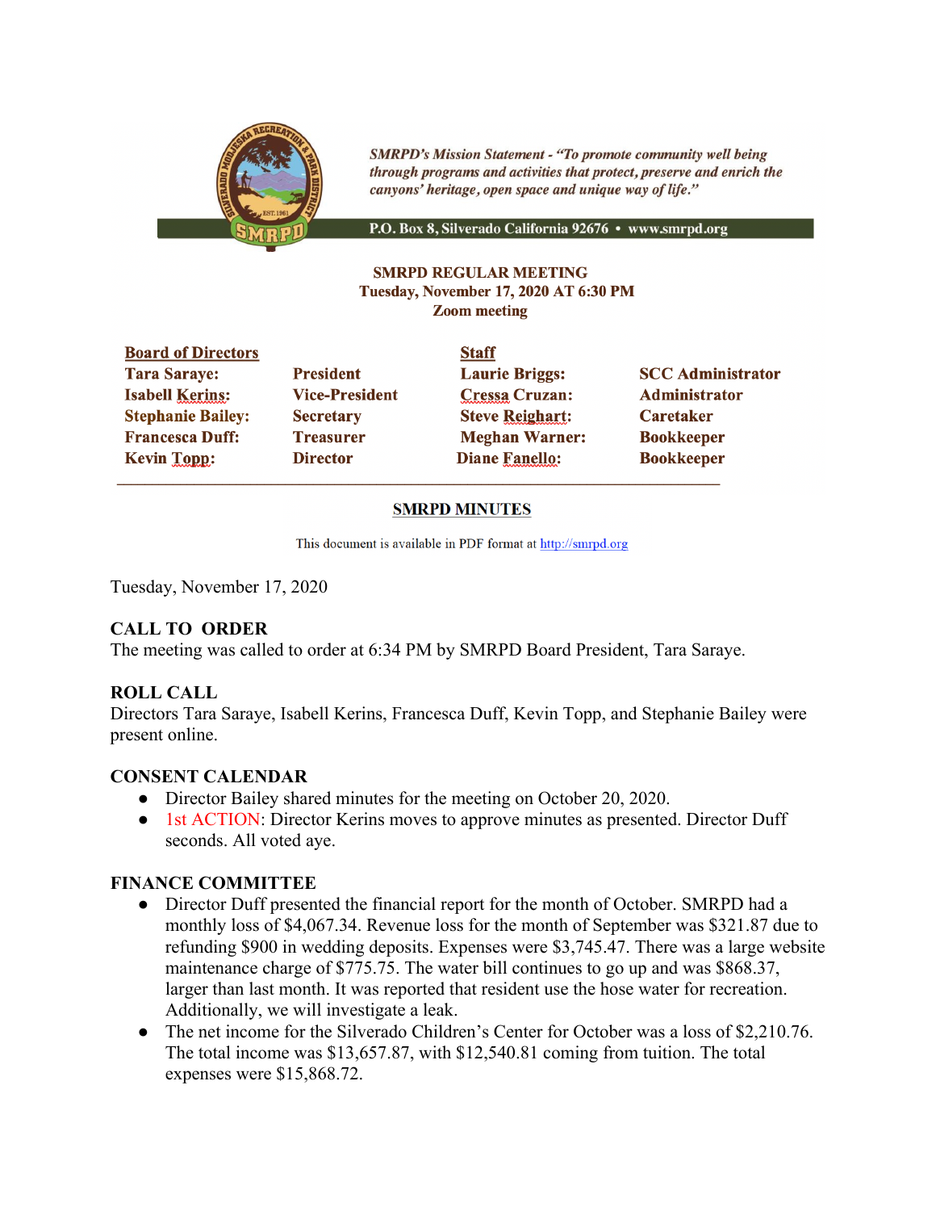*SMRPD's Mission Statement - "To promote community well being through programs and activities that protect, preserve and enrich the canyons' heritage, open space and unique way of life."*

P.O. Box 8, Silverado California 92676 • www.smrpd.org

**SMRPD REGULAR MEETING**
**Tuesday, November 17, 2020 AT 6:30 PM**
**Zoom meeting**

| **Board of Directors** | | **Staff** | |
|---|---|---|---|
| **Tara Saraye:** | **President** | **Laurie Briggs:** | **SCC Administrator** |
| **Isabell Kerins:** | **Vice-President** | **Cressa Cruzan:** | **Administrator** |
| **Stephanie Bailey:** | **Secretary** | **Steve Reighart:** | **Caretaker** |
| **Francesca Duff:** | **Treasurer** | **Meghan Warner:** | **Bookkeeper** |
| **Kevin Topp:** | **Director** | **Diane Fanello:** | **Bookkeeper** |

## SMRPD MINUTES

This document is available in PDF format at http://smrpd.org

Tuesday, November 17, 2020

### CALL TO ORDER

The meeting was called to order at 6:34 PM by SMRPD Board President, Tara Saraye.

### ROLL CALL

Directors Tara Saraye, Isabell Kerins, Francesca Duff, Kevin Topp, and Stephanie Bailey were present online.

### CONSENT CALENDAR

- Director Bailey shared minutes for the meeting on October 20, 2020.
- 1st ACTION: Director Kerins moves to approve minutes as presented. Director Duff seconds. All voted aye.

### FINANCE COMMITTEE

- Director Duff presented the financial report for the month of October. SMRPD had a monthly loss of $4,067.34. Revenue loss for the month of September was $321.87 due to refunding $900 in wedding deposits. Expenses were $3,745.47. There was a large website maintenance charge of $775.75. The water bill continues to go up and was $868.37, larger than last month. It was reported that resident use the hose water for recreation. Additionally, we will investigate a leak.
- The net income for the Silverado Children's Center for October was a loss of $2,210.76. The total income was $13,657.87, with $12,540.81 coming from tuition. The total expenses were $15,868.72.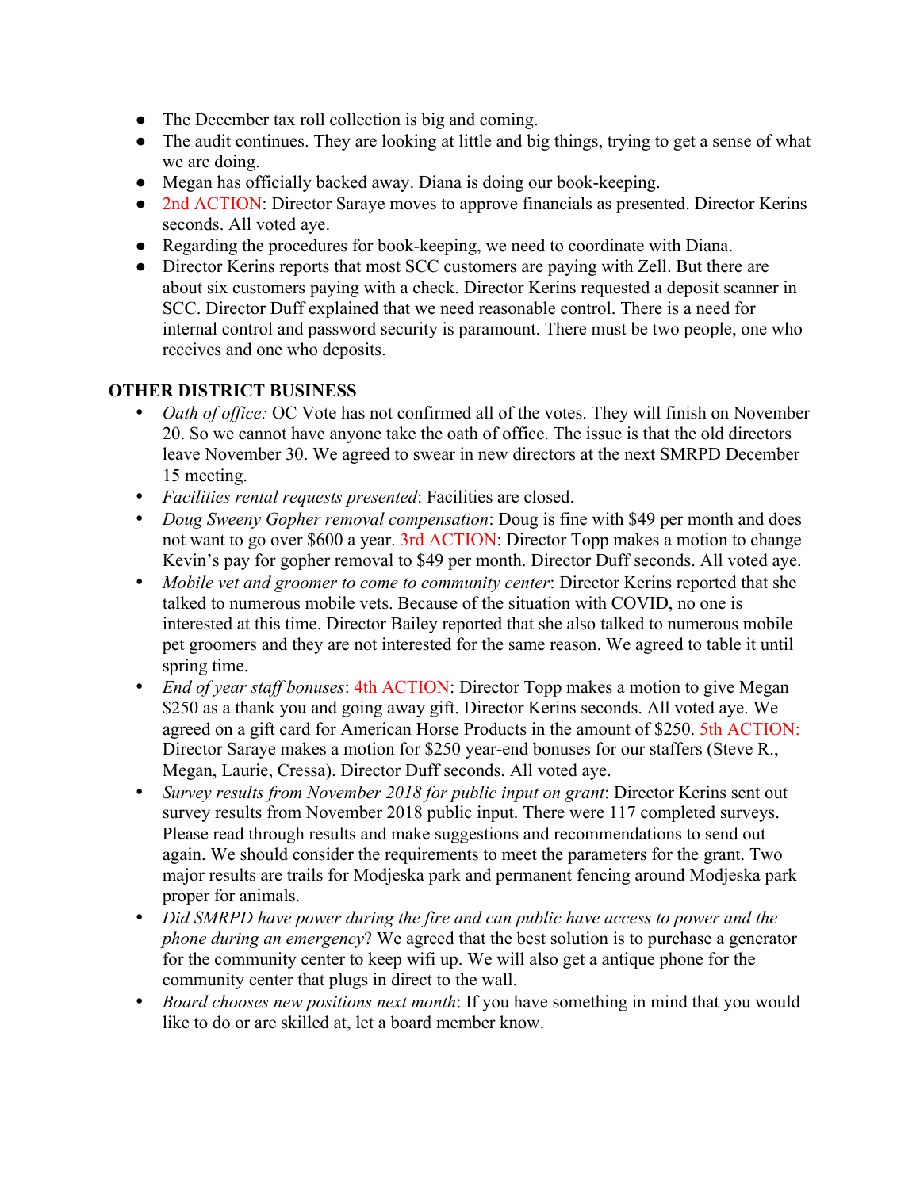- The December tax roll collection is big and coming.
- The audit continues. They are looking at little and big things, trying to get a sense of what we are doing.
- Megan has officially backed away. Diana is doing our book-keeping.
- 2nd ACTION: Director Saraye moves to approve financials as presented. Director Kerins seconds. All voted aye.
- Regarding the procedures for book-keeping, we need to coordinate with Diana.
- Director Kerins reports that most SCC customers are paying with Zell. But there are about six customers paying with a check. Director Kerins requested a deposit scanner in SCC. Director Duff explained that we need reasonable control. There is a need for internal control and password security is paramount. There must be two people, one who receives and one who deposits.

**OTHER DISTRICT BUSINESS**

- *Oath of office:* OC Vote has not confirmed all of the votes. They will finish on November 20. So we cannot have anyone take the oath of office. The issue is that the old directors leave November 30. We agreed to swear in new directors at the next SMRPD December 15 meeting.
- *Facilities rental requests presented*: Facilities are closed.
- *Doug Sweeny Gopher removal compensation*: Doug is fine with $49 per month and does not want to go over $600 a year. 3rd ACTION: Director Topp makes a motion to change Kevin's pay for gopher removal to $49 per month. Director Duff seconds. All voted aye.
- *Mobile vet and groomer to come to community center*: Director Kerins reported that she talked to numerous mobile vets. Because of the situation with COVID, no one is interested at this time. Director Bailey reported that she also talked to numerous mobile pet groomers and they are not interested for the same reason. We agreed to table it until spring time.
- *End of year staff bonuses*: 4th ACTION: Director Topp makes a motion to give Megan $250 as a thank you and going away gift. Director Kerins seconds. All voted aye. We agreed on a gift card for American Horse Products in the amount of $250. 5th ACTION: Director Saraye makes a motion for $250 year-end bonuses for our staffers (Steve R., Megan, Laurie, Cressa). Director Duff seconds. All voted aye.
- *Survey results from November 2018 for public input on grant*: Director Kerins sent out survey results from November 2018 public input. There were 117 completed surveys. Please read through results and make suggestions and recommendations to send out again. We should consider the requirements to meet the parameters for the grant. Two major results are trails for Modjeska park and permanent fencing around Modjeska park proper for animals.
- *Did SMRPD have power during the fire and can public have access to power and the phone during an emergency*? We agreed that the best solution is to purchase a generator for the community center to keep wifi up. We will also get a antique phone for the community center that plugs in direct to the wall.
- *Board chooses new positions next month*: If you have something in mind that you would like to do or are skilled at, let a board member know.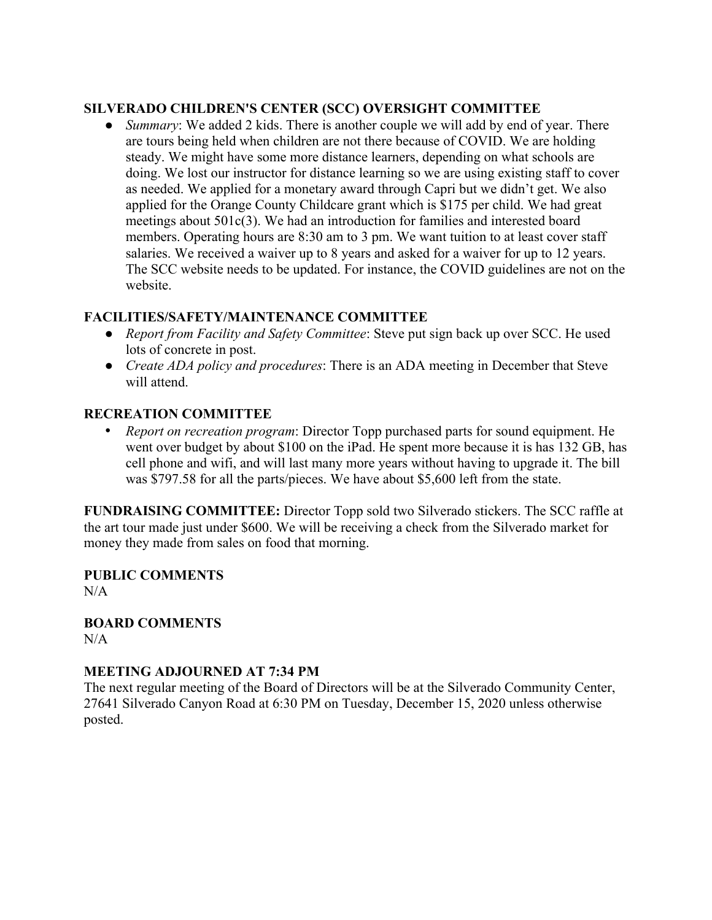### SILVERADO CHILDREN'S CENTER (SCC) OVERSIGHT COMMITTEE

- *Summary*: We added 2 kids. There is another couple we will add by end of year. There are tours being held when children are not there because of COVID. We are holding steady. We might have some more distance learners, depending on what schools are doing. We lost our instructor for distance learning so we are using existing staff to cover as needed. We applied for a monetary award through Capri but we didn't get. We also applied for the Orange County Childcare grant which is $175 per child. We had great meetings about 501c(3). We had an introduction for families and interested board members. Operating hours are 8:30 am to 3 pm. We want tuition to at least cover staff salaries. We received a waiver up to 8 years and asked for a waiver for up to 12 years. The SCC website needs to be updated. For instance, the COVID guidelines are not on the website.

### FACILITIES/SAFETY/MAINTENANCE COMMITTEE

- *Report from Facility and Safety Committee*: Steve put sign back up over SCC. He used lots of concrete in post.
- *Create ADA policy and procedures*: There is an ADA meeting in December that Steve will attend.

### RECREATION COMMITTEE

- *Report on recreation program*: Director Topp purchased parts for sound equipment. He went over budget by about $100 on the iPad. He spent more because it is has 132 GB, has cell phone and wifi, and will last many more years without having to upgrade it. The bill was $797.58 for all the parts/pieces. We have about $5,600 left from the state.

**FUNDRAISING COMMITTEE:** Director Topp sold two Silverado stickers. The SCC raffle at the art tour made just under $600. We will be receiving a check from the Silverado market for money they made from sales on food that morning.

### PUBLIC COMMENTS

N/A

### BOARD COMMENTS

N/A

### MEETING ADJOURNED AT 7:34 PM

The next regular meeting of the Board of Directors will be at the Silverado Community Center, 27641 Silverado Canyon Road at 6:30 PM on Tuesday, December 15, 2020 unless otherwise posted.